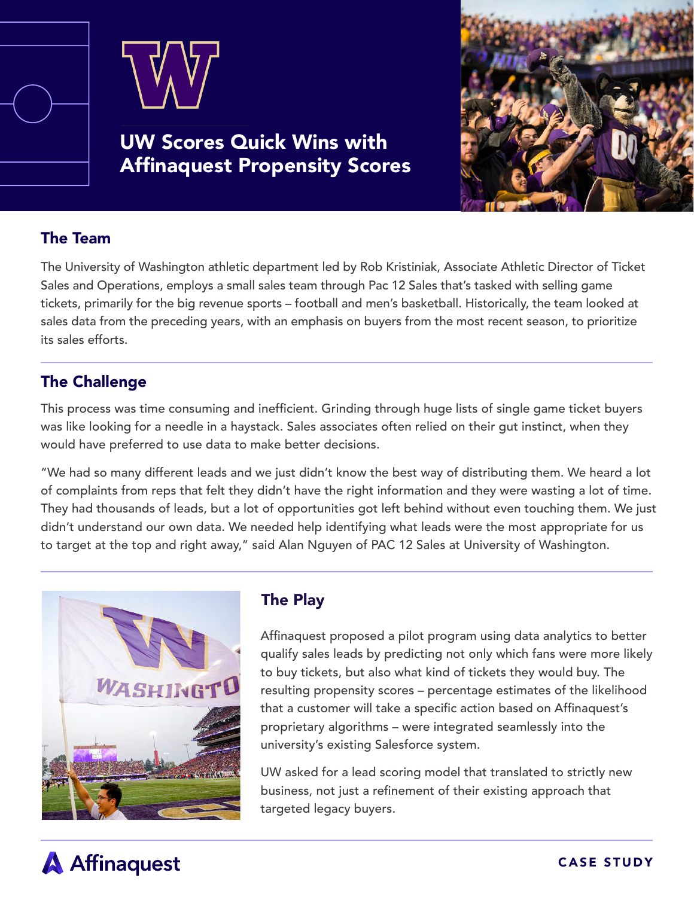# UW Scores Quick Wins with Affinaquest Propensity Scores

## The Team

The University of Washington athletic department led by Rob Kristiniak, Associate Athletic Director of Ticket Sales and Operations, employs a small sales team through Pac 12 Sales that's tasked with selling game tickets, primarily for the big revenue sports – football and men's basketball. Historically, the team looked at sales data from the preceding years, with an emphasis on buyers from the most recent season, to prioritize its sales efforts.

## The Challenge

This process was time consuming and inefficient. Grinding through huge lists of single game ticket buyers was like looking for a needle in a haystack. Sales associates often relied on their gut instinct, when they would have preferred to use data to make better decisions.

"We had so many different leads and we just didn't know the best way of distributing them. We heard a lot of complaints from reps that felt they didn't have the right information and they were wasting a lot of time. They had thousands of leads, but a lot of opportunities got left behind without even touching them. We just didn't understand our own data. We needed help identifying what leads were the most appropriate for us to target at the top and right away," said Alan Nguyen of PAC 12 Sales at University of Washington.

## The Play

Affinaquest proposed a pilot program using data analytics to better qualify sales leads by predicting not only which fans were more likely to buy tickets, but also what kind of tickets they would buy. The resulting propensity scores – percentage estimates of the likelihood that a customer will take a specific action based on Affinaquest's proprietary algorithms – were integrated seamlessly into the university's existing Salesforce system.

UW asked for a lead scoring model that translated to strictly new business, not just a refinement of their existing approach that targeted legacy buyers.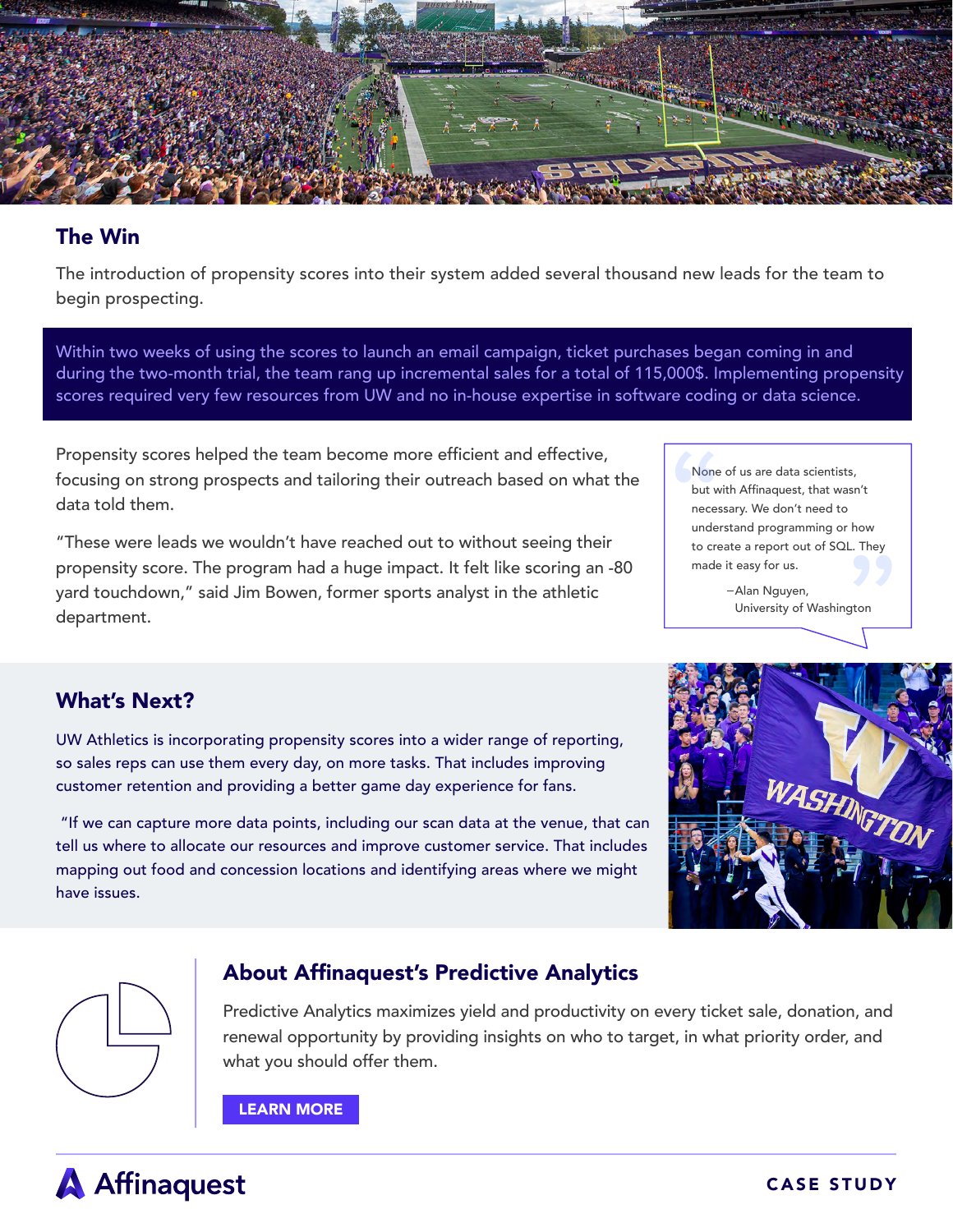## The Win

The introduction of propensity scores into their system added several thousand new leads for the team to begin prospecting.

Within two weeks of using the scores to launch an email campaign, ticket purchases began coming in and during the two-month trial, the team rang up incremental sales for a total of 115,000$. Implementing propensity scores required very few resources from UW and no in-house expertise in software coding or data science.

Propensity scores helped the team become more efficient and effective, focusing on strong prospects and tailoring their outreach based on what the data told them.

"These were leads we wouldn't have reached out to without seeing their propensity score. The program had a huge impact. It felt like scoring an -80 yard touchdown," said Jim Bowen, former sports analyst in the athletic department.

> None of us are data scientists, but with Affinaquest, that wasn't necessary. We don't need to understand programming or how to create a report out of SQL. They made it easy for us.
>
> –Alan Nguyen, University of Washington

## What's Next?

UW Athletics is incorporating propensity scores into a wider range of reporting, so sales reps can use them every day, on more tasks. That includes improving customer retention and providing a better game day experience for fans.

"If we can capture more data points, including our scan data at the venue, that can tell us where to allocate our resources and improve customer service. That includes mapping out food and concession locations and identifying areas where we might have issues.

## About Affinaquest's Predictive Analytics

Predictive Analytics maximizes yield and productivity on every ticket sale, donation, and renewal opportunity by providing insights on who to target, in what priority order, and what you should offer them.

**LEARN MORE**

Affinaquest

CASE STUDY